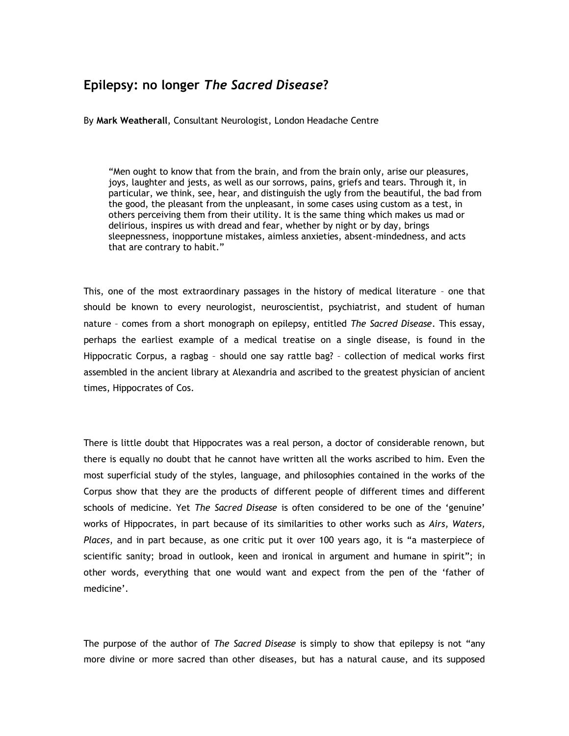## Epilepsy: no longer *The Sacred Disease*?

By **Mark Weatherall**, Consultant Neurologist, London Headache Centre

> "Men ought to know that from the brain, and from the brain only, arise our pleasures, joys, laughter and jests, as well as our sorrows, pains, griefs and tears. Through it, in particular, we think, see, hear, and distinguish the ugly from the beautiful, the bad from the good, the pleasant from the unpleasant, in some cases using custom as a test, in others perceiving them from their utility. It is the same thing which makes us mad or delirious, inspires us with dread and fear, whether by night or by day, brings sleepnessness, inopportune mistakes, aimless anxieties, absent-mindedness, and acts that are contrary to habit."

This, one of the most extraordinary passages in the history of medical literature – one that should be known to every neurologist, neuroscientist, psychiatrist, and student of human nature – comes from a short monograph on epilepsy, entitled *The Sacred Disease*. This essay, perhaps the earliest example of a medical treatise on a single disease, is found in the Hippocratic Corpus, a ragbag – should one say rattle bag? – collection of medical works first assembled in the ancient library at Alexandria and ascribed to the greatest physician of ancient times, Hippocrates of Cos.

There is little doubt that Hippocrates was a real person, a doctor of considerable renown, but there is equally no doubt that he cannot have written all the works ascribed to him. Even the most superficial study of the styles, language, and philosophies contained in the works of the Corpus show that they are the products of different people of different times and different schools of medicine. Yet *The Sacred Disease* is often considered to be one of the 'genuine' works of Hippocrates, in part because of its similarities to other works such as *Airs, Waters, Places*, and in part because, as one critic put it over 100 years ago, it is "a masterpiece of scientific sanity; broad in outlook, keen and ironical in argument and humane in spirit"; in other words, everything that one would want and expect from the pen of the 'father of medicine'.

The purpose of the author of *The Sacred Disease* is simply to show that epilepsy is not "any more divine or more sacred than other diseases, but has a natural cause, and its supposed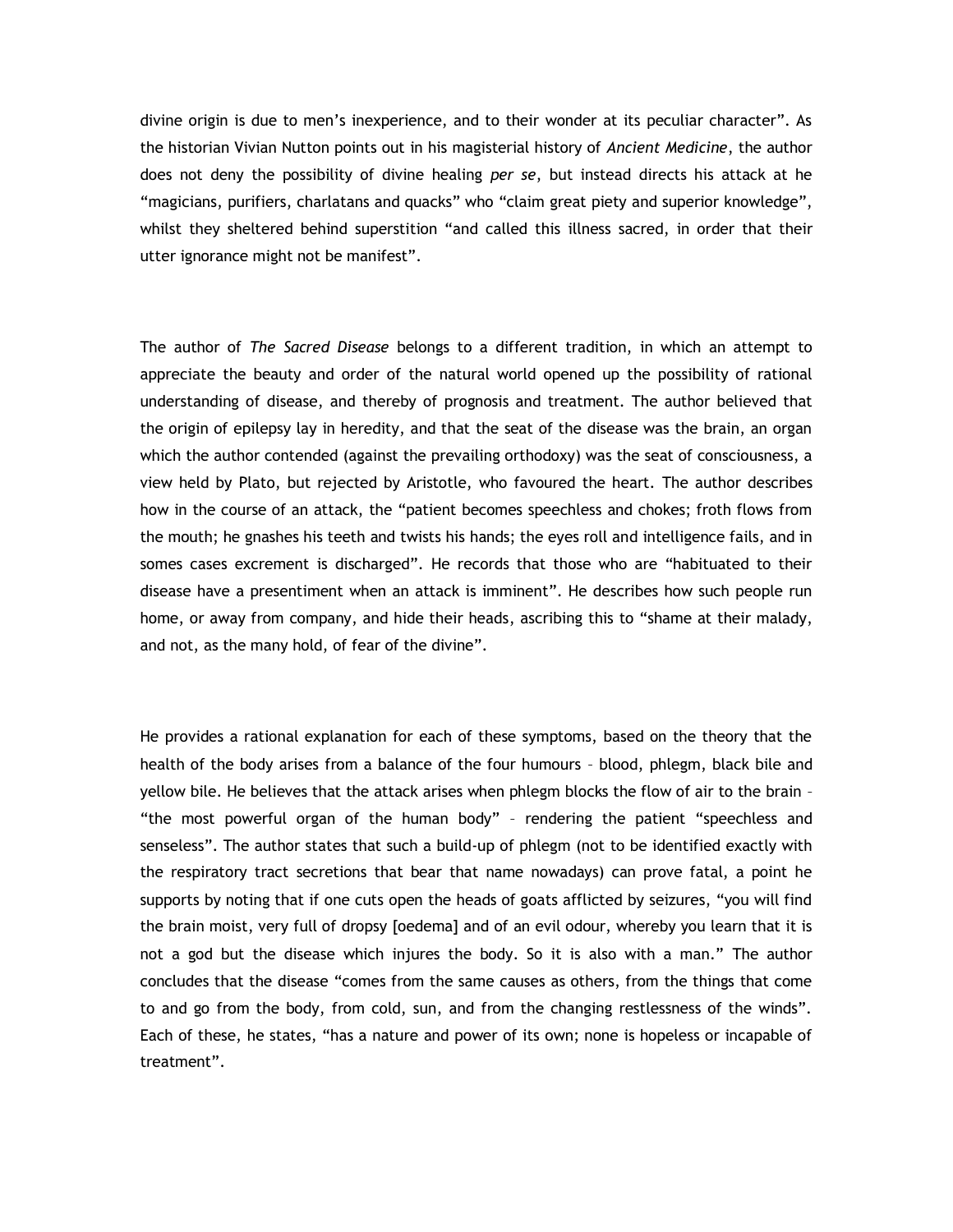divine origin is due to men's inexperience, and to their wonder at its peculiar character". As the historian Vivian Nutton points out in his magisterial history of *Ancient Medicine*, the author does not deny the possibility of divine healing *per se*, but instead directs his attack at he "magicians, purifiers, charlatans and quacks" who "claim great piety and superior knowledge", whilst they sheltered behind superstition "and called this illness sacred, in order that their utter ignorance might not be manifest".

The author of *The Sacred Disease* belongs to a different tradition, in which an attempt to appreciate the beauty and order of the natural world opened up the possibility of rational understanding of disease, and thereby of prognosis and treatment. The author believed that the origin of epilepsy lay in heredity, and that the seat of the disease was the brain, an organ which the author contended (against the prevailing orthodoxy) was the seat of consciousness, a view held by Plato, but rejected by Aristotle, who favoured the heart. The author describes how in the course of an attack, the "patient becomes speechless and chokes; froth flows from the mouth; he gnashes his teeth and twists his hands; the eyes roll and intelligence fails, and in somes cases excrement is discharged". He records that those who are "habituated to their disease have a presentiment when an attack is imminent". He describes how such people run home, or away from company, and hide their heads, ascribing this to "shame at their malady, and not, as the many hold, of fear of the divine".

He provides a rational explanation for each of these symptoms, based on the theory that the health of the body arises from a balance of the four humours – blood, phlegm, black bile and yellow bile. He believes that the attack arises when phlegm blocks the flow of air to the brain – "the most powerful organ of the human body" – rendering the patient "speechless and senseless". The author states that such a build-up of phlegm (not to be identified exactly with the respiratory tract secretions that bear that name nowadays) can prove fatal, a point he supports by noting that if one cuts open the heads of goats afflicted by seizures, "you will find the brain moist, very full of dropsy [oedema] and of an evil odour, whereby you learn that it is not a god but the disease which injures the body. So it is also with a man." The author concludes that the disease "comes from the same causes as others, from the things that come to and go from the body, from cold, sun, and from the changing restlessness of the winds". Each of these, he states, "has a nature and power of its own; none is hopeless or incapable of treatment".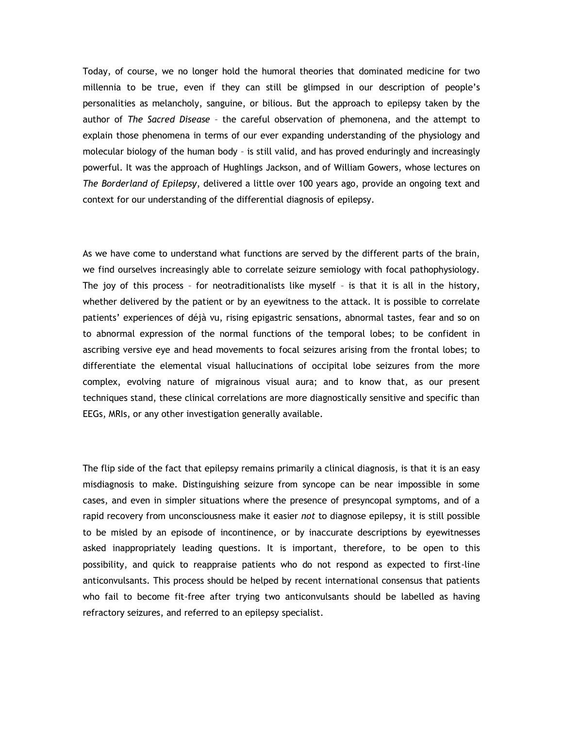Today, of course, we no longer hold the humoral theories that dominated medicine for two millennia to be true, even if they can still be glimpsed in our description of people's personalities as melancholy, sanguine, or bilious. But the approach to epilepsy taken by the author of *The Sacred Disease* – the careful observation of phemonena, and the attempt to explain those phenomena in terms of our ever expanding understanding of the physiology and molecular biology of the human body – is still valid, and has proved enduringly and increasingly powerful. It was the approach of Hughlings Jackson, and of William Gowers, whose lectures on *The Borderland of Epilepsy*, delivered a little over 100 years ago, provide an ongoing text and context for our understanding of the differential diagnosis of epilepsy.

As we have come to understand what functions are served by the different parts of the brain, we find ourselves increasingly able to correlate seizure semiology with focal pathophysiology. The joy of this process – for neotraditionalists like myself – is that it is all in the history, whether delivered by the patient or by an eyewitness to the attack. It is possible to correlate patients' experiences of déjà vu, rising epigastric sensations, abnormal tastes, fear and so on to abnormal expression of the normal functions of the temporal lobes; to be confident in ascribing versive eye and head movements to focal seizures arising from the frontal lobes; to differentiate the elemental visual hallucinations of occipital lobe seizures from the more complex, evolving nature of migrainous visual aura; and to know that, as our present techniques stand, these clinical correlations are more diagnostically sensitive and specific than EEGs, MRIs, or any other investigation generally available.

The flip side of the fact that epilepsy remains primarily a clinical diagnosis, is that it is an easy misdiagnosis to make. Distinguishing seizure from syncope can be near impossible in some cases, and even in simpler situations where the presence of presyncopal symptoms, and of a rapid recovery from unconsciousness make it easier *not* to diagnose epilepsy, it is still possible to be misled by an episode of incontinence, or by inaccurate descriptions by eyewitnesses asked inappropriately leading questions. It is important, therefore, to be open to this possibility, and quick to reappraise patients who do not respond as expected to first-line anticonvulsants. This process should be helped by recent international consensus that patients who fail to become fit-free after trying two anticonvulsants should be labelled as having refractory seizures, and referred to an epilepsy specialist.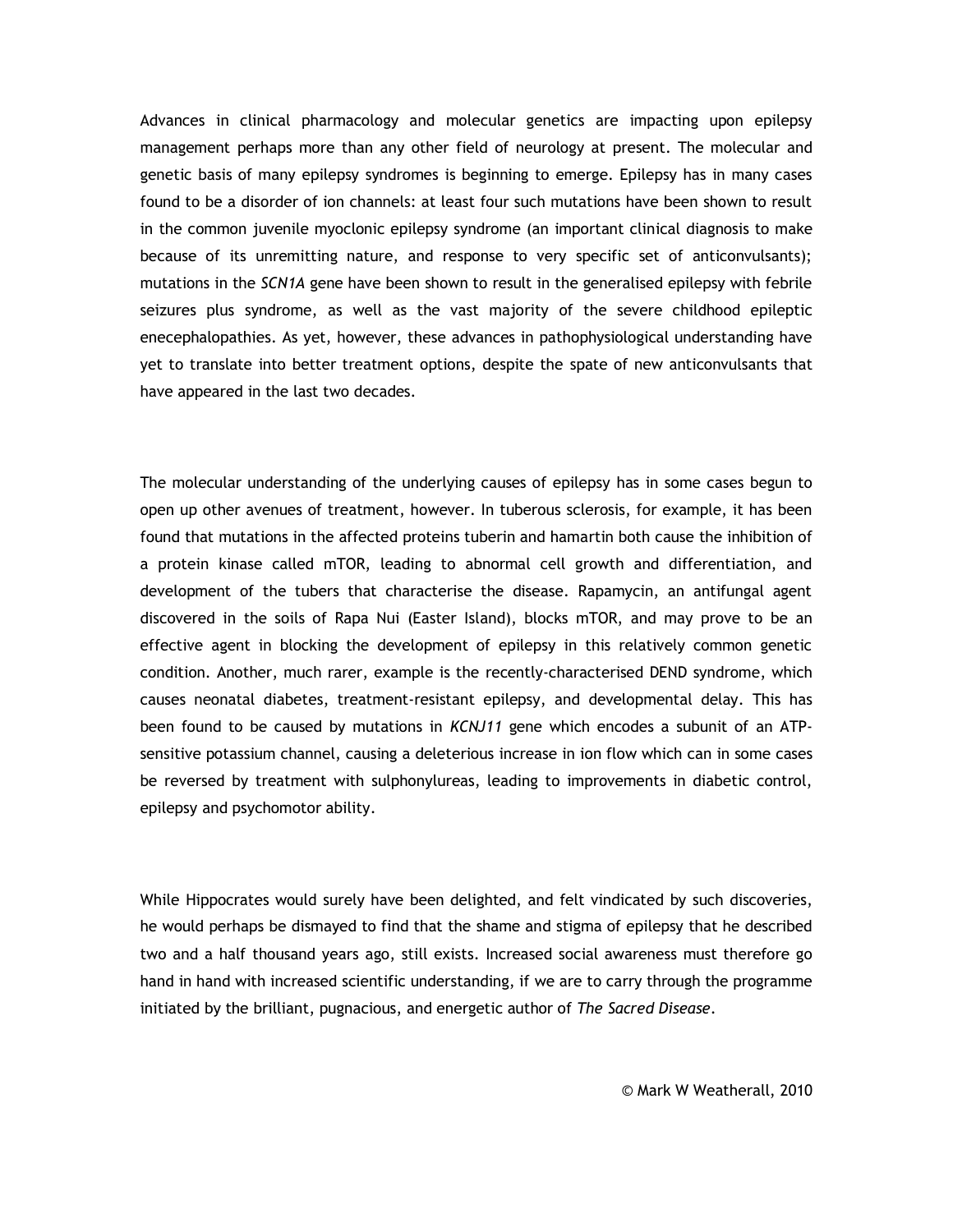Advances in clinical pharmacology and molecular genetics are impacting upon epilepsy management perhaps more than any other field of neurology at present. The molecular and genetic basis of many epilepsy syndromes is beginning to emerge. Epilepsy has in many cases found to be a disorder of ion channels: at least four such mutations have been shown to result in the common juvenile myoclonic epilepsy syndrome (an important clinical diagnosis to make because of its unremitting nature, and response to very specific set of anticonvulsants); mutations in the *SCN1A* gene have been shown to result in the generalised epilepsy with febrile seizures plus syndrome, as well as the vast majority of the severe childhood epileptic enecephalopathies. As yet, however, these advances in pathophysiological understanding have yet to translate into better treatment options, despite the spate of new anticonvulsants that have appeared in the last two decades.

The molecular understanding of the underlying causes of epilepsy has in some cases begun to open up other avenues of treatment, however. In tuberous sclerosis, for example, it has been found that mutations in the affected proteins tuberin and hamartin both cause the inhibition of a protein kinase called mTOR, leading to abnormal cell growth and differentiation, and development of the tubers that characterise the disease. Rapamycin, an antifungal agent discovered in the soils of Rapa Nui (Easter Island), blocks mTOR, and may prove to be an effective agent in blocking the development of epilepsy in this relatively common genetic condition. Another, much rarer, example is the recently-characterised DEND syndrome, which causes neonatal diabetes, treatment-resistant epilepsy, and developmental delay. This has been found to be caused by mutations in *KCNJ11* gene which encodes a subunit of an ATP-sensitive potassium channel, causing a deleterious increase in ion flow which can in some cases be reversed by treatment with sulphonylureas, leading to improvements in diabetic control, epilepsy and psychomotor ability.

While Hippocrates would surely have been delighted, and felt vindicated by such discoveries, he would perhaps be dismayed to find that the shame and stigma of epilepsy that he described two and a half thousand years ago, still exists. Increased social awareness must therefore go hand in hand with increased scientific understanding, if we are to carry through the programme initiated by the brilliant, pugnacious, and energetic author of *The Sacred Disease*.

© Mark W Weatherall, 2010